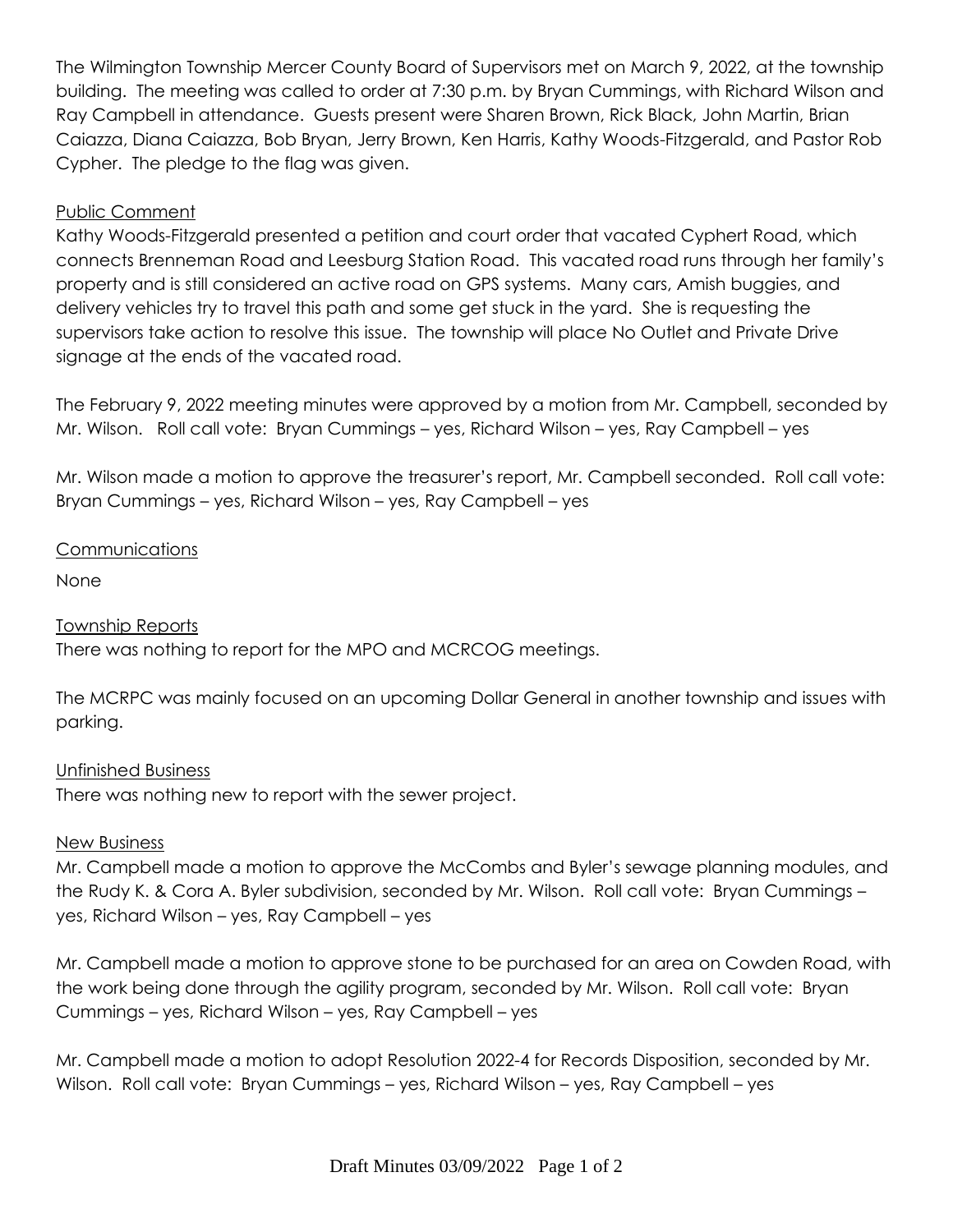The Wilmington Township Mercer County Board of Supervisors met on March 9, 2022, at the township building. The meeting was called to order at 7:30 p.m. by Bryan Cummings, with Richard Wilson and Ray Campbell in attendance. Guests present were Sharen Brown, Rick Black, John Martin, Brian Caiazza, Diana Caiazza, Bob Bryan, Jerry Brown, Ken Harris, Kathy Woods-Fitzgerald, and Pastor Rob Cypher. The pledge to the flag was given.

## Public Comment

Kathy Woods-Fitzgerald presented a petition and court order that vacated Cyphert Road, which connects Brenneman Road and Leesburg Station Road. This vacated road runs through her family's property and is still considered an active road on GPS systems. Many cars, Amish buggies, and delivery vehicles try to travel this path and some get stuck in the yard. She is requesting the supervisors take action to resolve this issue. The township will place No Outlet and Private Drive signage at the ends of the vacated road.

The February 9, 2022 meeting minutes were approved by a motion from Mr. Campbell, seconded by Mr. Wilson. Roll call vote: Bryan Cummings – yes, Richard Wilson – yes, Ray Campbell – yes

Mr. Wilson made a motion to approve the treasurer's report, Mr. Campbell seconded. Roll call vote: Bryan Cummings – yes, Richard Wilson – yes, Ray Campbell – yes

## Communications

None

## Township Reports

There was nothing to report for the MPO and MCRCOG meetings.

The MCRPC was mainly focused on an upcoming Dollar General in another township and issues with parking.

## Unfinished Business

There was nothing new to report with the sewer project.

## New Business

Mr. Campbell made a motion to approve the McCombs and Byler's sewage planning modules, and the Rudy K. & Cora A. Byler subdivision, seconded by Mr. Wilson. Roll call vote: Bryan Cummings – yes, Richard Wilson – yes, Ray Campbell – yes

Mr. Campbell made a motion to approve stone to be purchased for an area on Cowden Road, with the work being done through the agility program, seconded by Mr. Wilson. Roll call vote: Bryan Cummings – yes, Richard Wilson – yes, Ray Campbell – yes

Mr. Campbell made a motion to adopt Resolution 2022-4 for Records Disposition, seconded by Mr. Wilson. Roll call vote: Bryan Cummings – yes, Richard Wilson – yes, Ray Campbell – yes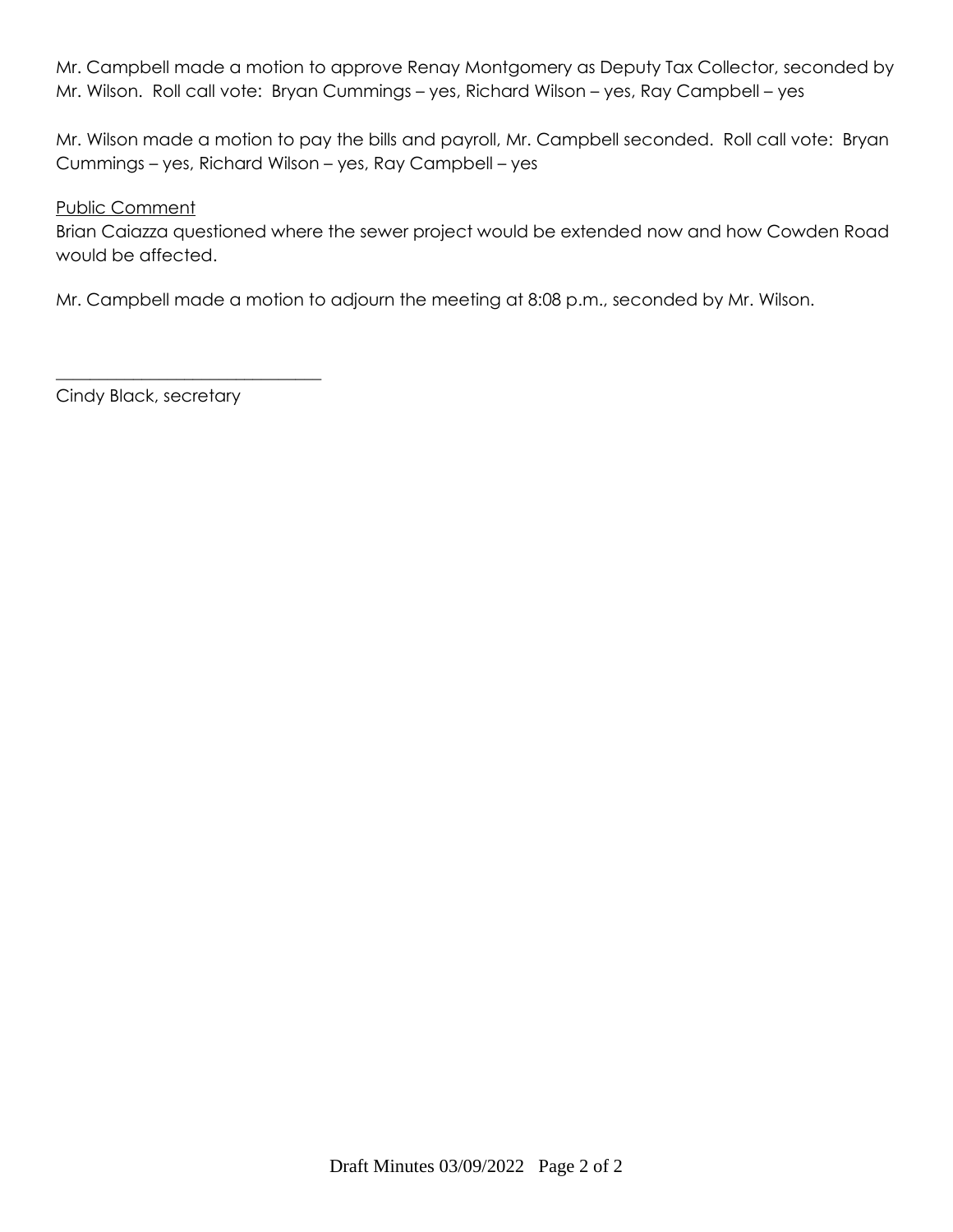Mr. Campbell made a motion to approve Renay Montgomery as Deputy Tax Collector, seconded by Mr. Wilson. Roll call vote: Bryan Cummings – yes, Richard Wilson – yes, Ray Campbell – yes

Mr. Wilson made a motion to pay the bills and payroll, Mr. Campbell seconded. Roll call vote: Bryan Cummings – yes, Richard Wilson – yes, Ray Campbell – yes

Public Comment

Brian Caiazza questioned where the sewer project would be extended now and how Cowden Road would be affected.

Mr. Campbell made a motion to adjourn the meeting at 8:08 p.m., seconded by Mr. Wilson.

\_\_\_\_\_\_\_\_\_\_\_\_\_\_\_\_\_\_\_\_\_\_\_\_\_\_\_\_\_\_

Cindy Black, secretary